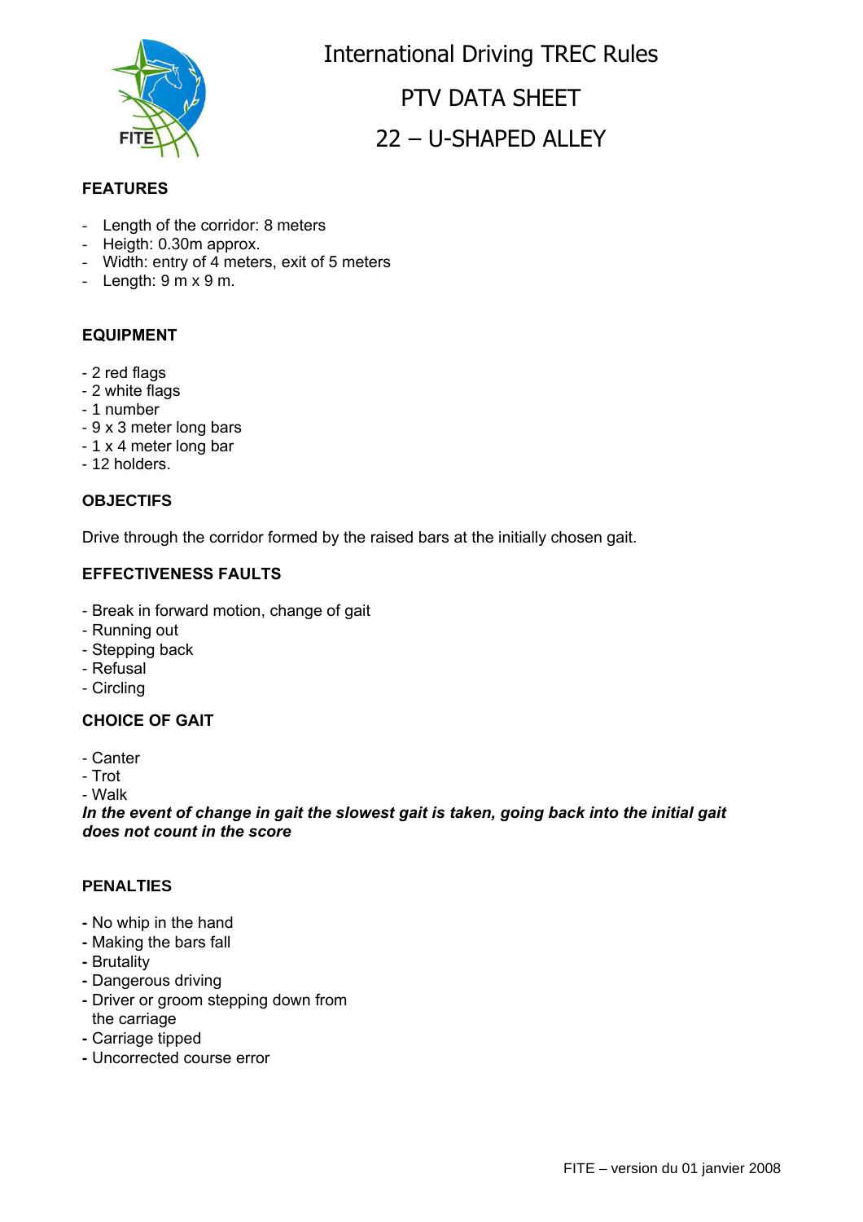# International Driving TREC Rules

## PTV DATA SHEET

## 22 – U-SHAPED ALLEY

### FEATURES

- Length of the corridor: 8 meters
- Heigth: 0.30m approx.
- Width: entry of 4 meters, exit of 5 meters
- Length: 9 m x 9 m.

### EQUIPMENT

- 2 red flags
- 2 white flags
- 1 number
- 9 x 3 meter long bars
- 1 x 4 meter long bar
- 12 holders.

### OBJECTIFS

Drive through the corridor formed by the raised bars at the initially chosen gait.

### EFFECTIVENESS FAULTS

- Break in forward motion, change of gait
- Running out
- Stepping back
- Refusal
- Circling

### CHOICE OF GAIT

- Canter
- Trot
- Walk

***In the event of change in gait the slowest gait is taken, going back into the initial gait does not count in the score***

### PENALTIES

- No whip in the hand
- Making the bars fall
- Brutality
- Dangerous driving
- Driver or groom stepping down from the carriage
- Carriage tipped
- Uncorrected course error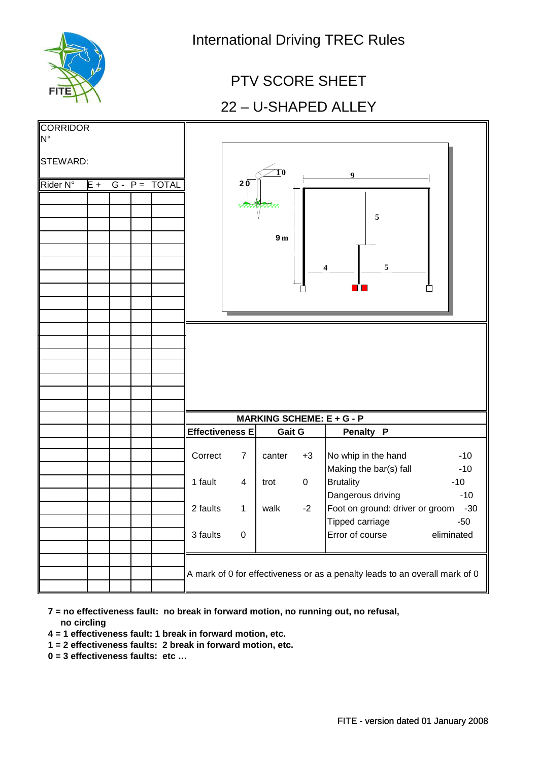# International Driving TREC Rules

## PTV SCORE SHEET

## 22 – U-SHAPED ALLEY

CORRIDOR N°

STEWARD:

| Rider N° | E + | G - | P = | TOTAL |
|---|---|---|---|---|
| | | | | |
| | | | | |
| | | | | |
| | | | | |
| | | | | |
| | | | | |
| | | | | |
| | | | | |
| | | | | |
| | | | | |
| | | | | |
| | | | | |
| | | | | |
| | | | | |
| | | | | |
| | | | | |
| | | | | |
| | | | | |
| | | | | |
| | | | | |
| | | | | |
| | | | | |
| | | | | |
| | | | | |
| | | | | |
| | | | | |
| | | | | |
| | | | | |
| | | | | |
| | | | | |
| | | | | |

20

10

9

5

9 m

4

5

**MARKING SCHEME: E + G - P**

| Effectiveness E | | Gait G | | Penalty P | |
|---|---|---|---|---|---|
| Correct | 7 | canter | +3 | No whip in the hand | -10 |
| | | | | Making the bar(s) fall | -10 |
| 1 fault | 4 | trot | 0 | Brutality | -10 |
| | | | | Dangerous driving | -10 |
| 2 faults | 1 | walk | -2 | Foot on ground: driver or groom | -30 |
| | | | | Tipped carriage | -50 |
| 3 faults | 0 | | | Error of course | eliminated |

A mark of 0 for effectiveness or as a penalty leads to an overall mark of 0

**7 = no effectiveness fault: no break in forward motion, no running out, no refusal, no circling**
**4 = 1 effectiveness fault: 1 break in forward motion, etc.**
**1 = 2 effectiveness faults: 2 break in forward motion, etc.**
**0 = 3 effectiveness faults: etc …**

FITE - version dated 01 January 2008